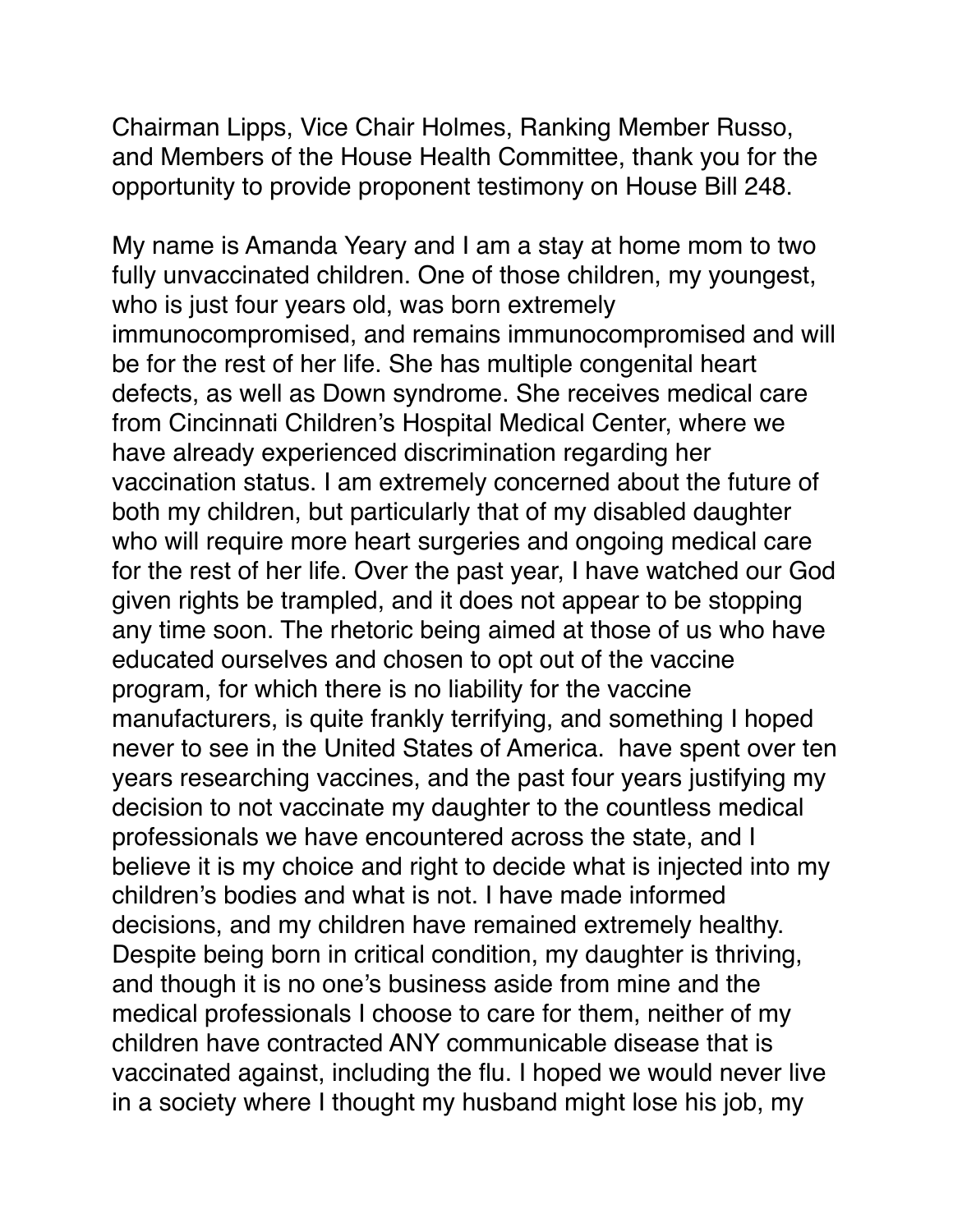Chairman Lipps, Vice Chair Holmes, Ranking Member Russo, and Members of the House Health Committee, thank you for the opportunity to provide proponent testimony on House Bill 248.

My name is Amanda Yeary and I am a stay at home mom to two fully unvaccinated children. One of those children, my youngest, who is just four years old, was born extremely immunocompromised, and remains immunocompromised and will be for the rest of her life. She has multiple congenital heart defects, as well as Down syndrome. She receives medical care from Cincinnati Children's Hospital Medical Center, where we have already experienced discrimination regarding her vaccination status. I am extremely concerned about the future of both my children, but particularly that of my disabled daughter who will require more heart surgeries and ongoing medical care for the rest of her life. Over the past year, I have watched our God given rights be trampled, and it does not appear to be stopping any time soon. The rhetoric being aimed at those of us who have educated ourselves and chosen to opt out of the vaccine program, for which there is no liability for the vaccine manufacturers, is quite frankly terrifying, and something I hoped never to see in the United States of America.  have spent over ten years researching vaccines, and the past four years justifying my decision to not vaccinate my daughter to the countless medical professionals we have encountered across the state, and I believe it is my choice and right to decide what is injected into my children's bodies and what is not. I have made informed decisions, and my children have remained extremely healthy. Despite being born in critical condition, my daughter is thriving, and though it is no one's business aside from mine and the medical professionals I choose to care for them, neither of my children have contracted ANY communicable disease that is vaccinated against, including the flu. I hoped we would never live in a society where I thought my husband might lose his job, my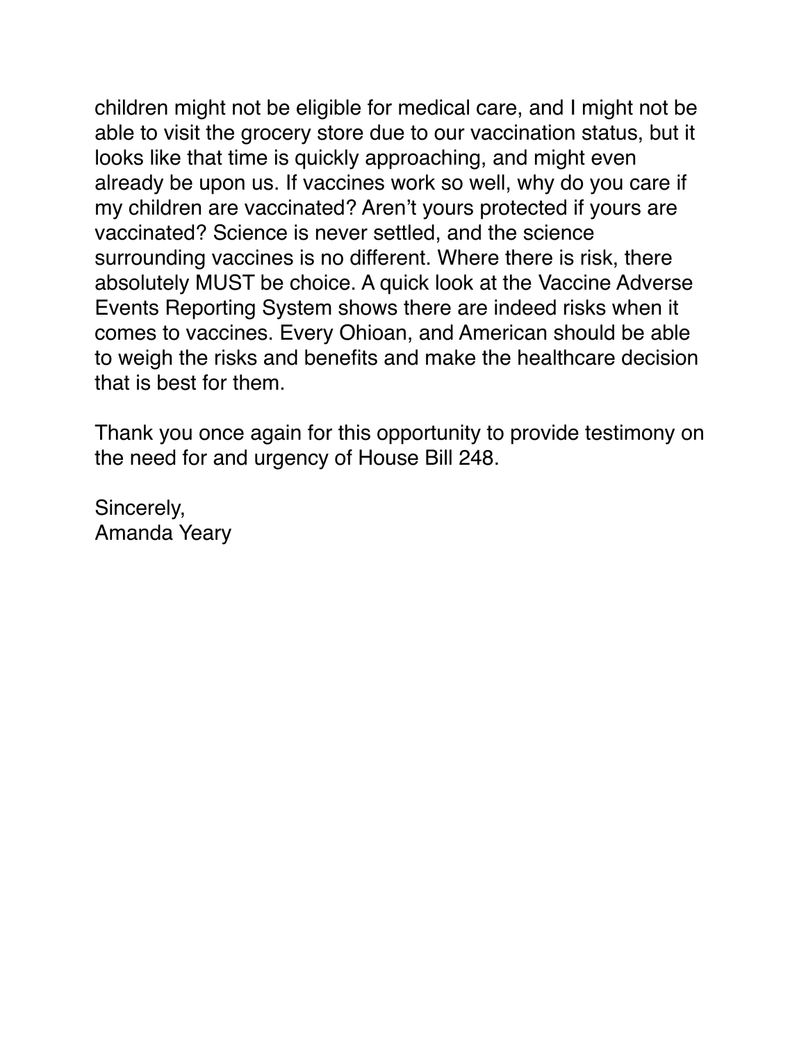children might not be eligible for medical care, and I might not be able to visit the grocery store due to our vaccination status, but it looks like that time is quickly approaching, and might even already be upon us. If vaccines work so well, why do you care if my children are vaccinated? Aren't yours protected if yours are vaccinated? Science is never settled, and the science surrounding vaccines is no different. Where there is risk, there absolutely MUST be choice. A quick look at the Vaccine Adverse Events Reporting System shows there are indeed risks when it comes to vaccines. Every Ohioan, and American should be able to weigh the risks and benefits and make the healthcare decision that is best for them.

Thank you once again for this opportunity to provide testimony on the need for and urgency of House Bill 248.

Sincerely,
Amanda Yeary